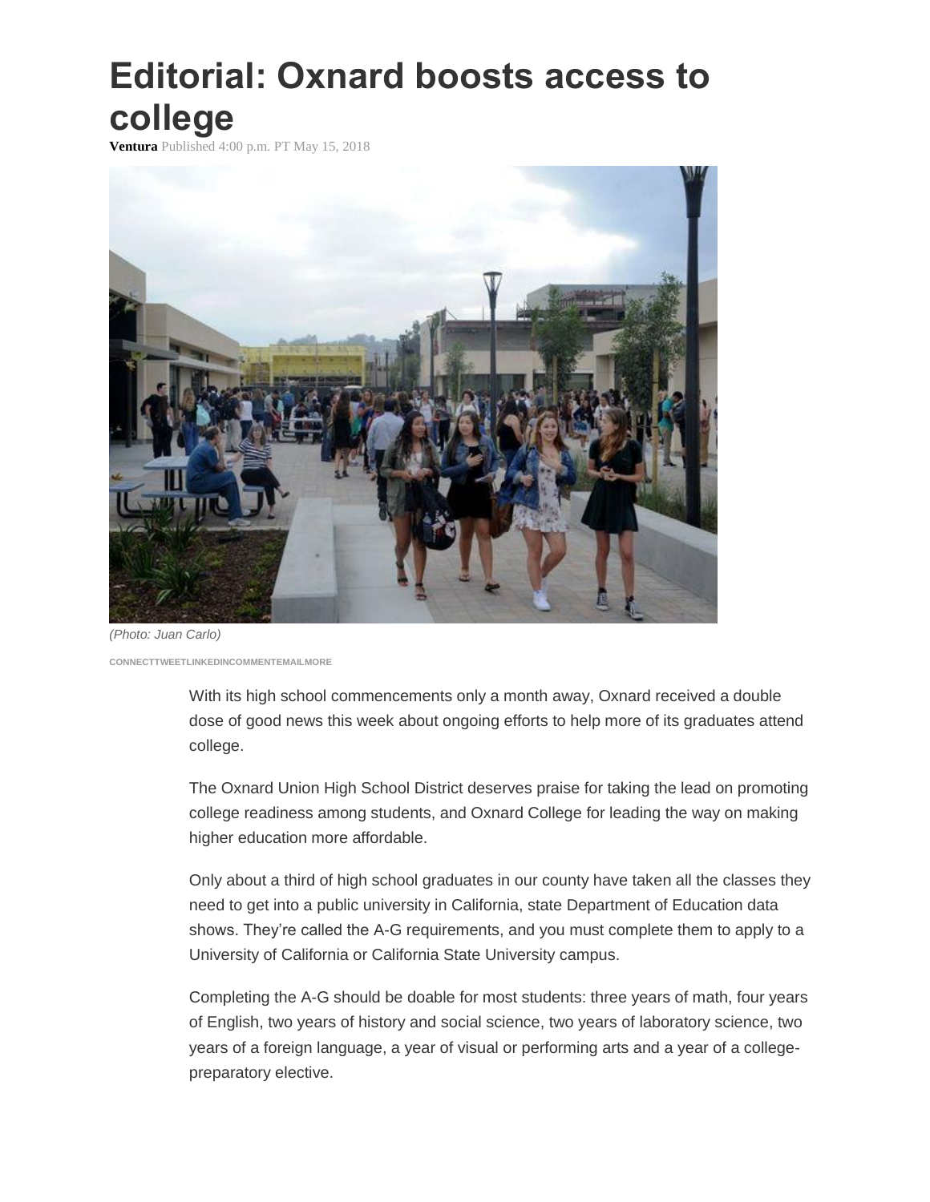# Editorial: Oxnard boosts access to college

**Ventura** Published 4:00 p.m. PT May 15, 2018

*(Photo: Juan Carlo)*

CONNECTTWEETLINKEDINCOMMENTEMAILMORE

With its high school commencements only a month away, Oxnard received a double dose of good news this week about ongoing efforts to help more of its graduates attend college.

The Oxnard Union High School District deserves praise for taking the lead on promoting college readiness among students, and Oxnard College for leading the way on making higher education more affordable.

Only about a third of high school graduates in our county have taken all the classes they need to get into a public university in California, state Department of Education data shows. They're called the A-G requirements, and you must complete them to apply to a University of California or California State University campus.

Completing the A-G should be doable for most students: three years of math, four years of English, two years of history and social science, two years of laboratory science, two years of a foreign language, a year of visual or performing arts and a year of a college-preparatory elective.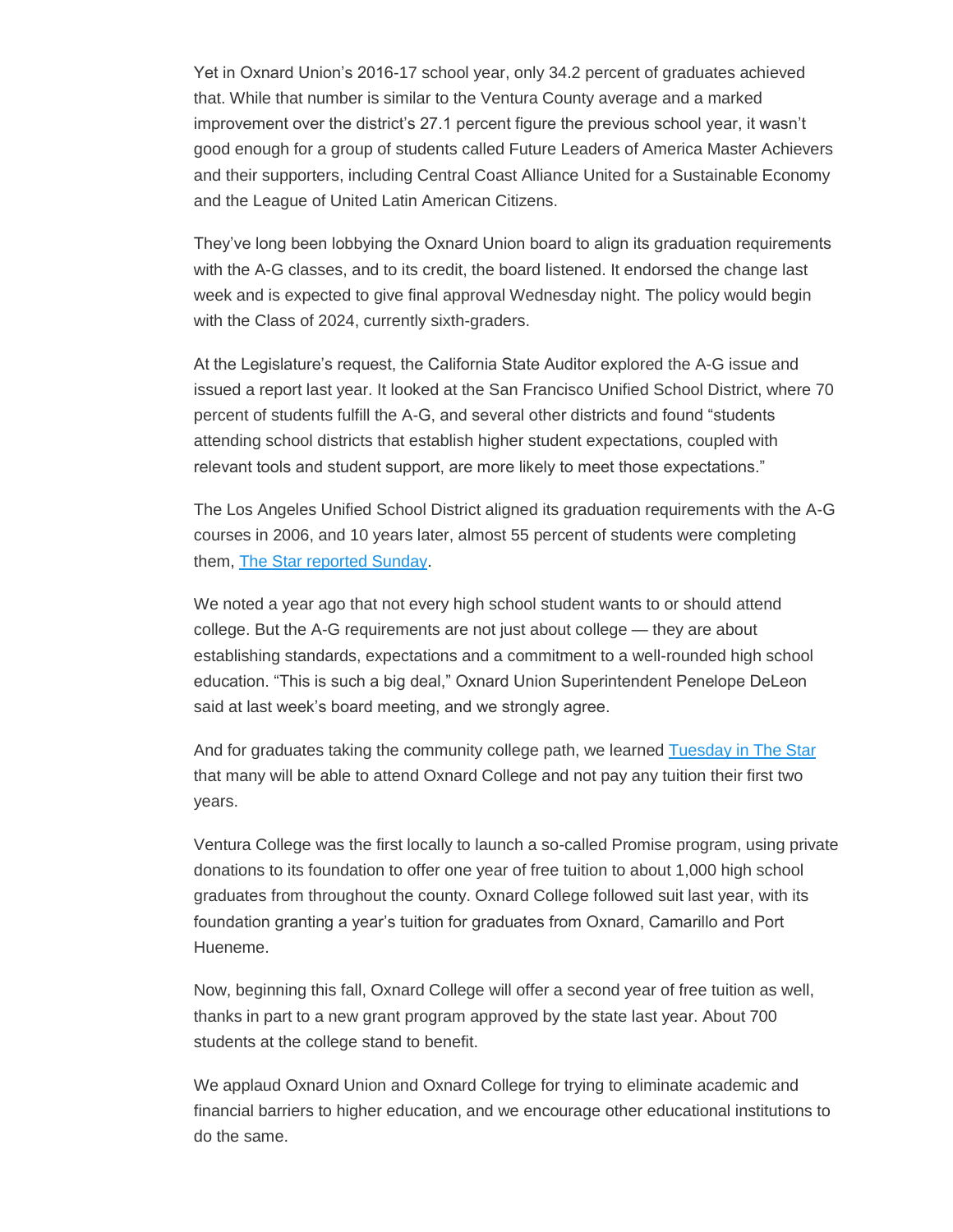Yet in Oxnard Union's 2016-17 school year, only 34.2 percent of graduates achieved that. While that number is similar to the Ventura County average and a marked improvement over the district's 27.1 percent figure the previous school year, it wasn't good enough for a group of students called Future Leaders of America Master Achievers and their supporters, including Central Coast Alliance United for a Sustainable Economy and the League of United Latin American Citizens.

They've long been lobbying the Oxnard Union board to align its graduation requirements with the A-G classes, and to its credit, the board listened. It endorsed the change last week and is expected to give final approval Wednesday night. The policy would begin with the Class of 2024, currently sixth-graders.

At the Legislature's request, the California State Auditor explored the A-G issue and issued a report last year. It looked at the San Francisco Unified School District, where 70 percent of students fulfill the A-G, and several other districts and found "students attending school districts that establish higher student expectations, coupled with relevant tools and student support, are more likely to meet those expectations."

The Los Angeles Unified School District aligned its graduation requirements with the A-G courses in 2006, and 10 years later, almost 55 percent of students were completing them, [The Star reported Sunday](#).

We noted a year ago that not every high school student wants to or should attend college. But the A-G requirements are not just about college — they are about establishing standards, expectations and a commitment to a well-rounded high school education. "This is such a big deal," Oxnard Union Superintendent Penelope DeLeon said at last week's board meeting, and we strongly agree.

And for graduates taking the community college path, we learned [Tuesday in The Star](#) that many will be able to attend Oxnard College and not pay any tuition their first two years.

Ventura College was the first locally to launch a so-called Promise program, using private donations to its foundation to offer one year of free tuition to about 1,000 high school graduates from throughout the county. Oxnard College followed suit last year, with its foundation granting a year's tuition for graduates from Oxnard, Camarillo and Port Hueneme.

Now, beginning this fall, Oxnard College will offer a second year of free tuition as well, thanks in part to a new grant program approved by the state last year. About 700 students at the college stand to benefit.

We applaud Oxnard Union and Oxnard College for trying to eliminate academic and financial barriers to higher education, and we encourage other educational institutions to do the same.